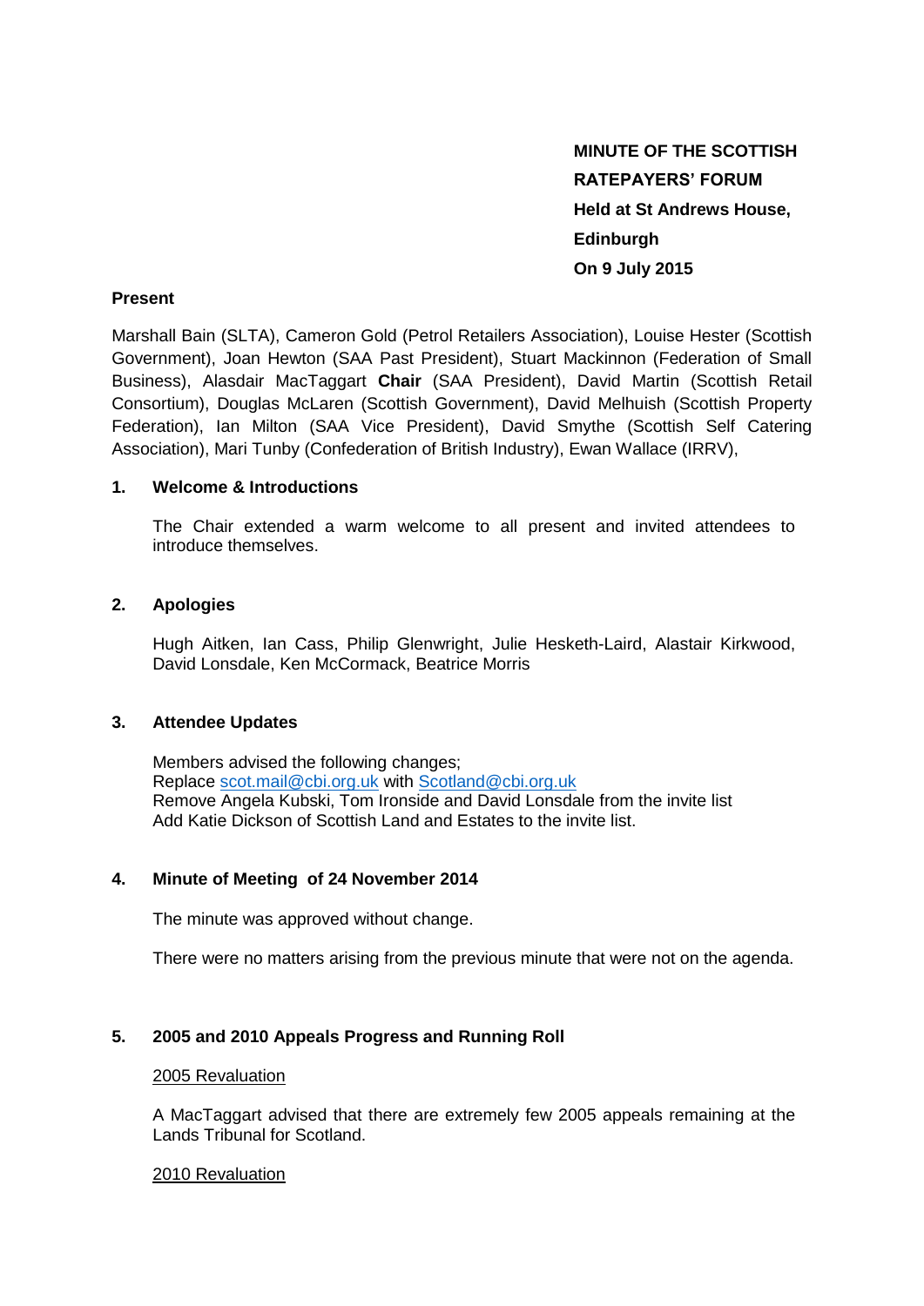**MINUTE OF THE SCOTTISH RATEPAYERS' FORUM**
**Held at St Andrews House, Edinburgh**
**On 9 July 2015**

**Present**

Marshall Bain (SLTA), Cameron Gold (Petrol Retailers Association), Louise Hester (Scottish Government), Joan Hewton (SAA Past President), Stuart Mackinnon (Federation of Small Business), Alasdair MacTaggart **Chair** (SAA President), David Martin (Scottish Retail Consortium), Douglas McLaren (Scottish Government), David Melhuish (Scottish Property Federation), Ian Milton (SAA Vice President), David Smythe (Scottish Self Catering Association), Mari Tunby (Confederation of British Industry), Ewan Wallace (IRRV),

**1. Welcome & Introductions**

The Chair extended a warm welcome to all present and invited attendees to introduce themselves.

**2. Apologies**

Hugh Aitken, Ian Cass, Philip Glenwright, Julie Hesketh-Laird, Alastair Kirkwood, David Lonsdale, Ken McCormack, Beatrice Morris

**3. Attendee Updates**

Members advised the following changes;
Replace scot.mail@cbi.org.uk with Scotland@cbi.org.uk
Remove Angela Kubski, Tom Ironside and David Lonsdale from the invite list
Add Katie Dickson of Scottish Land and Estates to the invite list.

**4. Minute of Meeting of 24 November 2014**

The minute was approved without change.

There were no matters arising from the previous minute that were not on the agenda.

**5. 2005 and 2010 Appeals Progress and Running Roll**

<u>2005 Revaluation</u>

A MacTaggart advised that there are extremely few 2005 appeals remaining at the Lands Tribunal for Scotland.

<u>2010 Revaluation</u>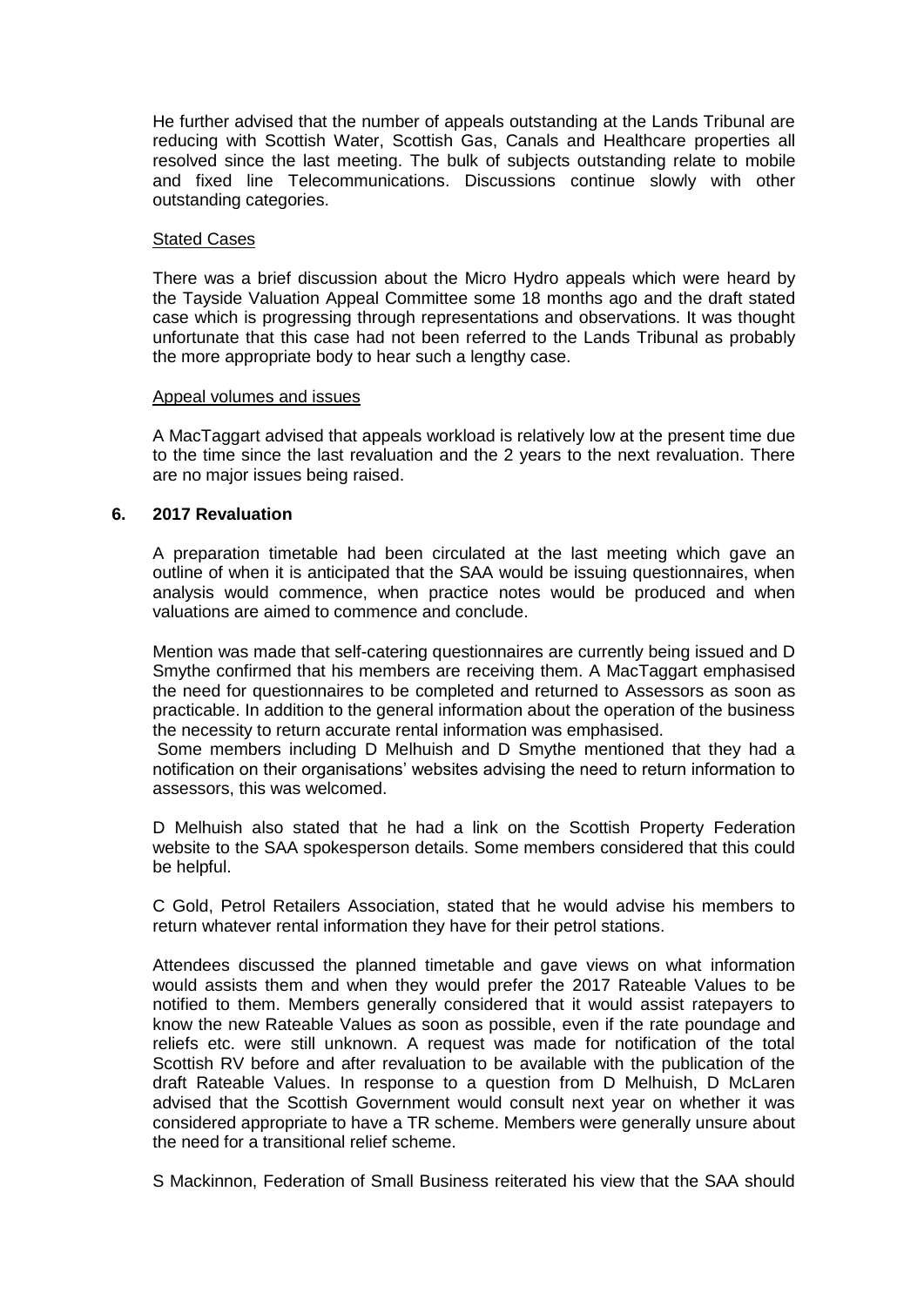He further advised that the number of appeals outstanding at the Lands Tribunal are reducing with Scottish Water, Scottish Gas, Canals and Healthcare properties all resolved since the last meeting. The bulk of subjects outstanding relate to mobile and fixed line Telecommunications. Discussions continue slowly with other outstanding categories.

Stated Cases

There was a brief discussion about the Micro Hydro appeals which were heard by the Tayside Valuation Appeal Committee some 18 months ago and the draft stated case which is progressing through representations and observations. It was thought unfortunate that this case had not been referred to the Lands Tribunal as probably the more appropriate body to hear such a lengthy case.

Appeal volumes and issues

A MacTaggart advised that appeals workload is relatively low at the present time due to the time since the last revaluation and the 2 years to the next revaluation. There are no major issues being raised.

## 6. 2017 Revaluation

A preparation timetable had been circulated at the last meeting which gave an outline of when it is anticipated that the SAA would be issuing questionnaires, when analysis would commence, when practice notes would be produced and when valuations are aimed to commence and conclude.

Mention was made that self-catering questionnaires are currently being issued and D Smythe confirmed that his members are receiving them. A MacTaggart emphasised the need for questionnaires to be completed and returned to Assessors as soon as practicable. In addition to the general information about the operation of the business the necessity to return accurate rental information was emphasised.
Some members including D Melhuish and D Smythe mentioned that they had a notification on their organisations' websites advising the need to return information to assessors, this was welcomed.

D Melhuish also stated that he had a link on the Scottish Property Federation website to the SAA spokesperson details. Some members considered that this could be helpful.

C Gold, Petrol Retailers Association, stated that he would advise his members to return whatever rental information they have for their petrol stations.

Attendees discussed the planned timetable and gave views on what information would assists them and when they would prefer the 2017 Rateable Values to be notified to them. Members generally considered that it would assist ratepayers to know the new Rateable Values as soon as possible, even if the rate poundage and reliefs etc. were still unknown. A request was made for notification of the total Scottish RV before and after revaluation to be available with the publication of the draft Rateable Values. In response to a question from D Melhuish, D McLaren advised that the Scottish Government would consult next year on whether it was considered appropriate to have a TR scheme. Members were generally unsure about the need for a transitional relief scheme.

S Mackinnon, Federation of Small Business reiterated his view that the SAA should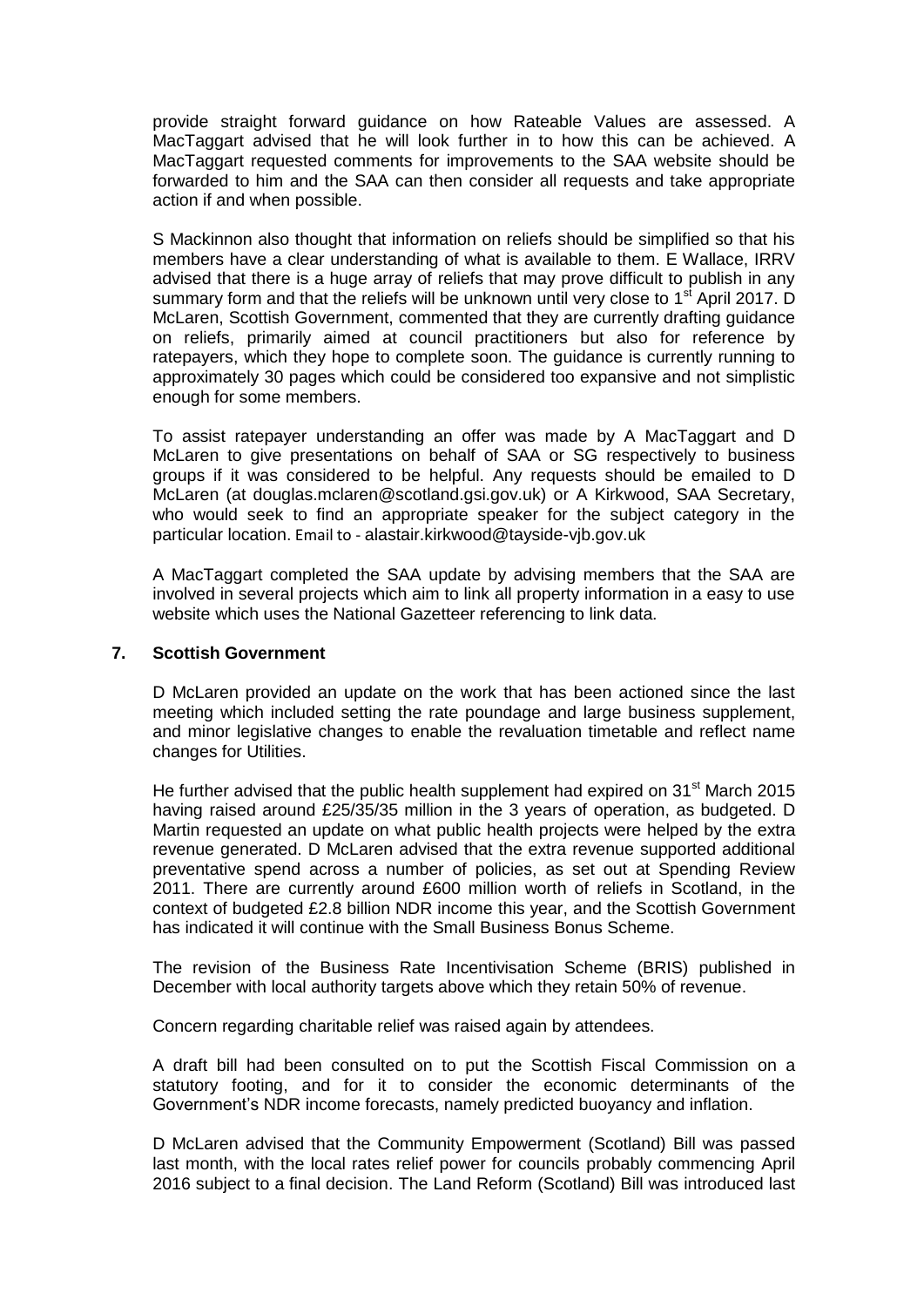provide straight forward guidance on how Rateable Values are assessed. A MacTaggart advised that he will look further in to how this can be achieved. A MacTaggart requested comments for improvements to the SAA website should be forwarded to him and the SAA can then consider all requests and take appropriate action if and when possible.

S Mackinnon also thought that information on reliefs should be simplified so that his members have a clear understanding of what is available to them. E Wallace, IRRV advised that there is a huge array of reliefs that may prove difficult to publish in any summary form and that the reliefs will be unknown until very close to 1st April 2017. D McLaren, Scottish Government, commented that they are currently drafting guidance on reliefs, primarily aimed at council practitioners but also for reference by ratepayers, which they hope to complete soon. The guidance is currently running to approximately 30 pages which could be considered too expansive and not simplistic enough for some members.

To assist ratepayer understanding an offer was made by A MacTaggart and D McLaren to give presentations on behalf of SAA or SG respectively to business groups if it was considered to be helpful. Any requests should be emailed to D McLaren (at douglas.mclaren@scotland.gsi.gov.uk) or A Kirkwood, SAA Secretary, who would seek to find an appropriate speaker for the subject category in the particular location. Email to - alastair.kirkwood@tayside-vjb.gov.uk

A MacTaggart completed the SAA update by advising members that the SAA are involved in several projects which aim to link all property information in a easy to use website which uses the National Gazetteer referencing to link data.

## 7. Scottish Government

D McLaren provided an update on the work that has been actioned since the last meeting which included setting the rate poundage and large business supplement, and minor legislative changes to enable the revaluation timetable and reflect name changes for Utilities.

He further advised that the public health supplement had expired on 31st March 2015 having raised around £25/35/35 million in the 3 years of operation, as budgeted. D Martin requested an update on what public health projects were helped by the extra revenue generated. D McLaren advised that the extra revenue supported additional preventative spend across a number of policies, as set out at Spending Review 2011. There are currently around £600 million worth of reliefs in Scotland, in the context of budgeted £2.8 billion NDR income this year, and the Scottish Government has indicated it will continue with the Small Business Bonus Scheme.

The revision of the Business Rate Incentivisation Scheme (BRIS) published in December with local authority targets above which they retain 50% of revenue.

Concern regarding charitable relief was raised again by attendees.

A draft bill had been consulted on to put the Scottish Fiscal Commission on a statutory footing, and for it to consider the economic determinants of the Government's NDR income forecasts, namely predicted buoyancy and inflation.

D McLaren advised that the Community Empowerment (Scotland) Bill was passed last month, with the local rates relief power for councils probably commencing April 2016 subject to a final decision. The Land Reform (Scotland) Bill was introduced last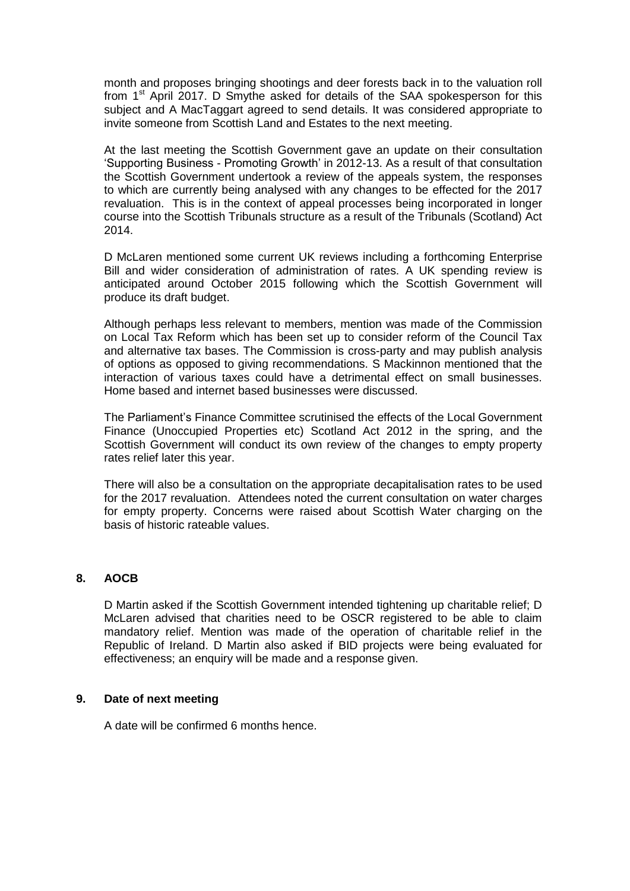month and proposes bringing shootings and deer forests back in to the valuation roll from 1st April 2017. D Smythe asked for details of the SAA spokesperson for this subject and A MacTaggart agreed to send details. It was considered appropriate to invite someone from Scottish Land and Estates to the next meeting.

At the last meeting the Scottish Government gave an update on their consultation 'Supporting Business - Promoting Growth' in 2012-13. As a result of that consultation the Scottish Government undertook a review of the appeals system, the responses to which are currently being analysed with any changes to be effected for the 2017 revaluation. This is in the context of appeal processes being incorporated in longer course into the Scottish Tribunals structure as a result of the Tribunals (Scotland) Act 2014.

D McLaren mentioned some current UK reviews including a forthcoming Enterprise Bill and wider consideration of administration of rates. A UK spending review is anticipated around October 2015 following which the Scottish Government will produce its draft budget.

Although perhaps less relevant to members, mention was made of the Commission on Local Tax Reform which has been set up to consider reform of the Council Tax and alternative tax bases. The Commission is cross-party and may publish analysis of options as opposed to giving recommendations. S Mackinnon mentioned that the interaction of various taxes could have a detrimental effect on small businesses. Home based and internet based businesses were discussed.

The Parliament's Finance Committee scrutinised the effects of the Local Government Finance (Unoccupied Properties etc) Scotland Act 2012 in the spring, and the Scottish Government will conduct its own review of the changes to empty property rates relief later this year.

There will also be a consultation on the appropriate decapitalisation rates to be used for the 2017 revaluation. Attendees noted the current consultation on water charges for empty property. Concerns were raised about Scottish Water charging on the basis of historic rateable values.

## 8. AOCB

D Martin asked if the Scottish Government intended tightening up charitable relief; D McLaren advised that charities need to be OSCR registered to be able to claim mandatory relief. Mention was made of the operation of charitable relief in the Republic of Ireland. D Martin also asked if BID projects were being evaluated for effectiveness; an enquiry will be made and a response given.

## 9. Date of next meeting

A date will be confirmed 6 months hence.